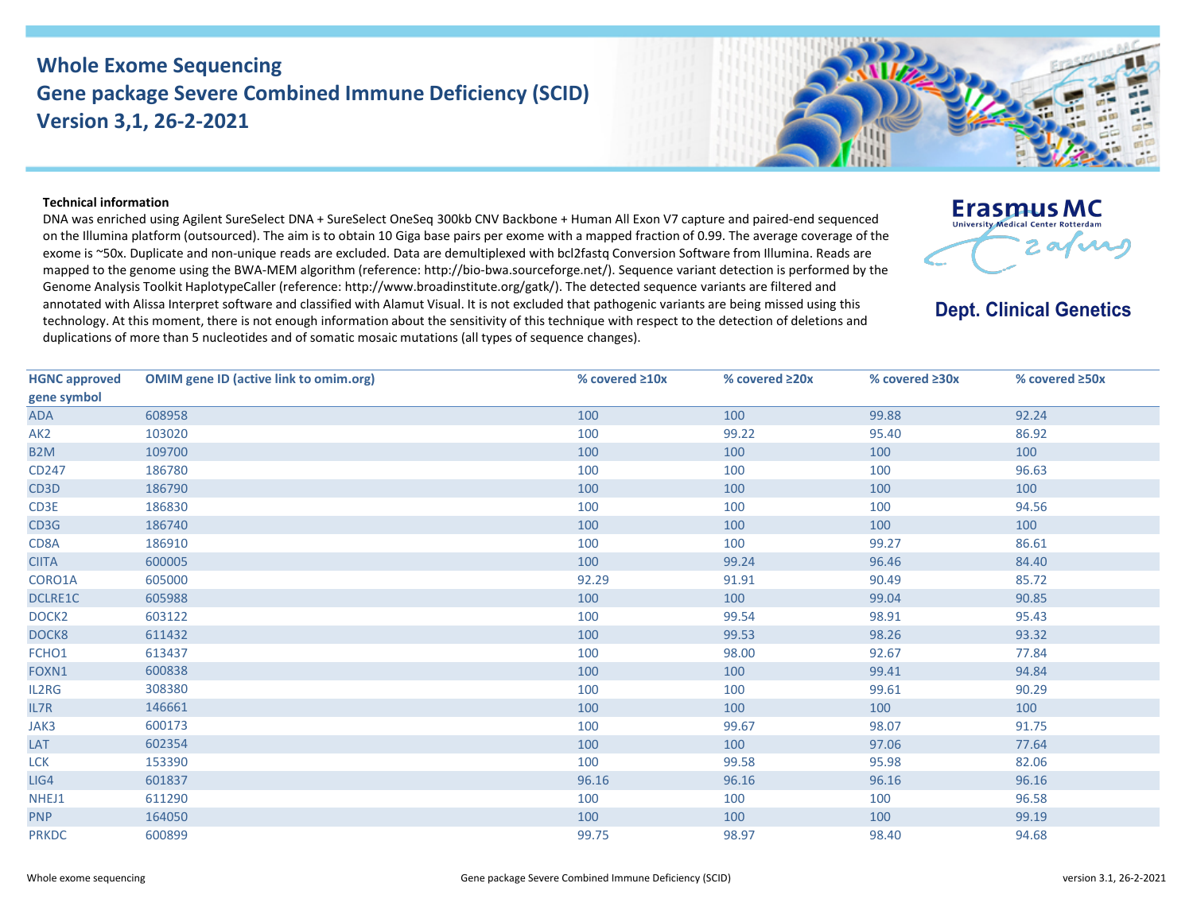# Whole Exome Sequencing
# Gene package Severe Combined Immune Deficiency (SCID)
# Version 3,1, 26-2-2021

Erasmus MC
University Medical Center Rotterdam

**Dept. Clinical Genetics**

**Technical information**

DNA was enriched using Agilent SureSelect DNA + SureSelect OneSeq 300kb CNV Backbone + Human All Exon V7 capture and paired-end sequenced on the Illumina platform (outsourced). The aim is to obtain 10 Giga base pairs per exome with a mapped fraction of 0.99. The average coverage of the exome is ~50x. Duplicate and non-unique reads are excluded. Data are demultiplexed with bcl2fastq Conversion Software from Illumina. Reads are mapped to the genome using the BWA-MEM algorithm (reference: http://bio-bwa.sourceforge.net/). Sequence variant detection is performed by the Genome Analysis Toolkit HaplotypeCaller (reference: http://www.broadinstitute.org/gatk/). The detected sequence variants are filtered and annotated with Alissa Interpret software and classified with Alamut Visual. It is not excluded that pathogenic variants are being missed using this technology. At this moment, there is not enough information about the sensitivity of this technique with respect to the detection of deletions and duplications of more than 5 nucleotides and of somatic mosaic mutations (all types of sequence changes).

| HGNC approved gene symbol | OMIM gene ID (active link to omim.org) | % covered ≥10x | % covered ≥20x | % covered ≥30x | % covered ≥50x |
|---|---|---|---|---|---|
| ADA | 608958 | 100 | 100 | 99.88 | 92.24 |
| AK2 | 103020 | 100 | 99.22 | 95.40 | 86.92 |
| B2M | 109700 | 100 | 100 | 100 | 100 |
| CD247 | 186780 | 100 | 100 | 100 | 96.63 |
| CD3D | 186790 | 100 | 100 | 100 | 100 |
| CD3E | 186830 | 100 | 100 | 100 | 94.56 |
| CD3G | 186740 | 100 | 100 | 100 | 100 |
| CD8A | 186910 | 100 | 100 | 99.27 | 86.61 |
| CIITA | 600005 | 100 | 99.24 | 96.46 | 84.40 |
| CORO1A | 605000 | 92.29 | 91.91 | 90.49 | 85.72 |
| DCLRE1C | 605988 | 100 | 100 | 99.04 | 90.85 |
| DOCK2 | 603122 | 100 | 99.54 | 98.91 | 95.43 |
| DOCK8 | 611432 | 100 | 99.53 | 98.26 | 93.32 |
| FCHO1 | 613437 | 100 | 98.00 | 92.67 | 77.84 |
| FOXN1 | 600838 | 100 | 100 | 99.41 | 94.84 |
| IL2RG | 308380 | 100 | 100 | 99.61 | 90.29 |
| IL7R | 146661 | 100 | 100 | 100 | 100 |
| JAK3 | 600173 | 100 | 99.67 | 98.07 | 91.75 |
| LAT | 602354 | 100 | 100 | 97.06 | 77.64 |
| LCK | 153390 | 100 | 99.58 | 95.98 | 82.06 |
| LIG4 | 601837 | 96.16 | 96.16 | 96.16 | 96.16 |
| NHEJ1 | 611290 | 100 | 100 | 100 | 96.58 |
| PNP | 164050 | 100 | 100 | 100 | 99.19 |
| PRKDC | 600899 | 99.75 | 98.97 | 98.40 | 94.68 |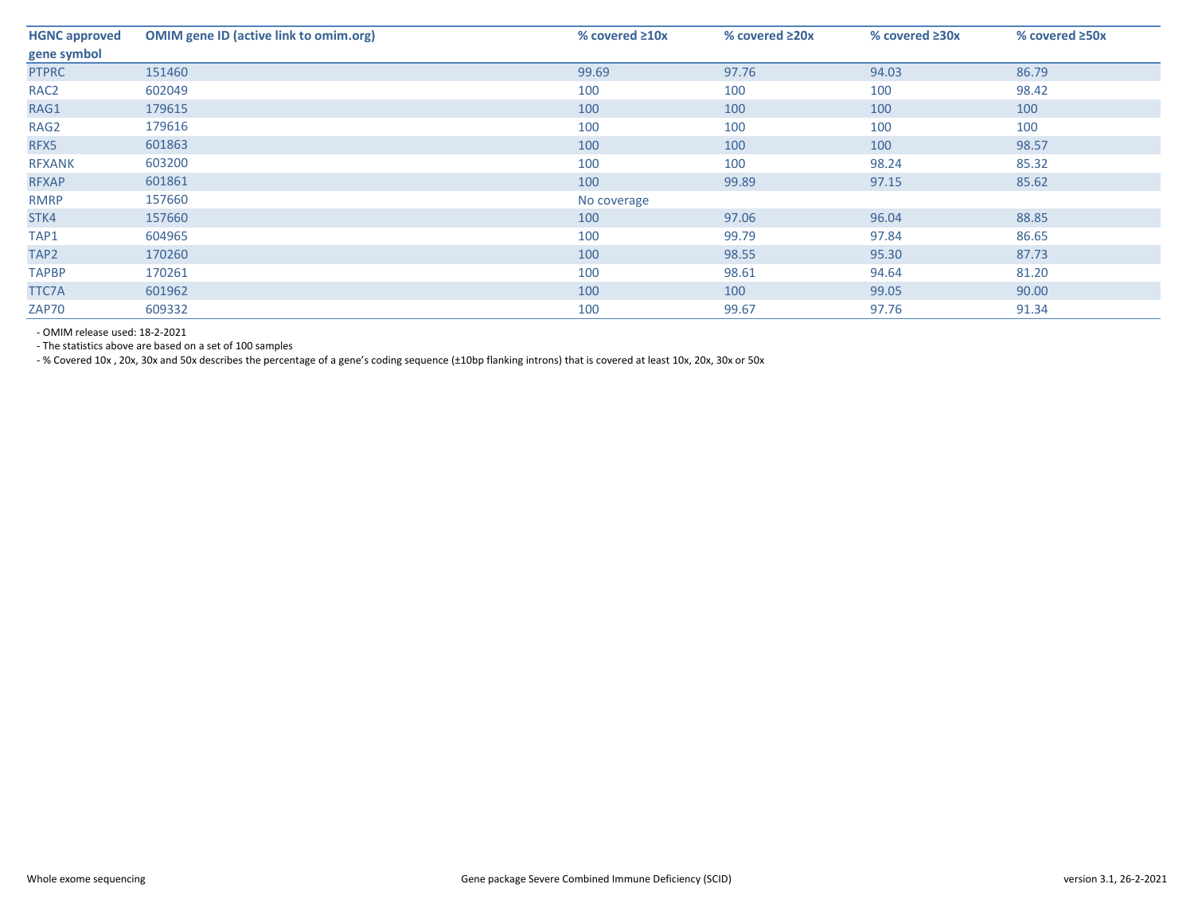| HGNC approved gene symbol | OMIM gene ID (active link to omim.org) | % covered ≥10x | % covered ≥20x | % covered ≥30x | % covered ≥50x |
|---|---|---|---|---|---|
| PTPRC | 151460 | 99.69 | 97.76 | 94.03 | 86.79 |
| RAC2 | 602049 | 100 | 100 | 100 | 98.42 |
| RAG1 | 179615 | 100 | 100 | 100 | 100 |
| RAG2 | 179616 | 100 | 100 | 100 | 100 |
| RFX5 | 601863 | 100 | 100 | 100 | 98.57 |
| RFXANK | 603200 | 100 | 100 | 98.24 | 85.32 |
| RFXAP | 601861 | 100 | 99.89 | 97.15 | 85.62 |
| RMRP | 157660 | No coverage | | | |
| STK4 | 157660 | 100 | 97.06 | 96.04 | 88.85 |
| TAP1 | 604965 | 100 | 99.79 | 97.84 | 86.65 |
| TAP2 | 170260 | 100 | 98.55 | 95.30 | 87.73 |
| TAPBP | 170261 | 100 | 98.61 | 94.64 | 81.20 |
| TTC7A | 601962 | 100 | 100 | 99.05 | 90.00 |
| ZAP70 | 609332 | 100 | 99.67 | 97.76 | 91.34 |

- OMIM release used: 18-2-2021
- The statistics above are based on a set of 100 samples
- % Covered 10x , 20x, 30x and 50x describes the percentage of a gene's coding sequence (±10bp flanking introns) that is covered at least 10x, 20x, 30x or 50x